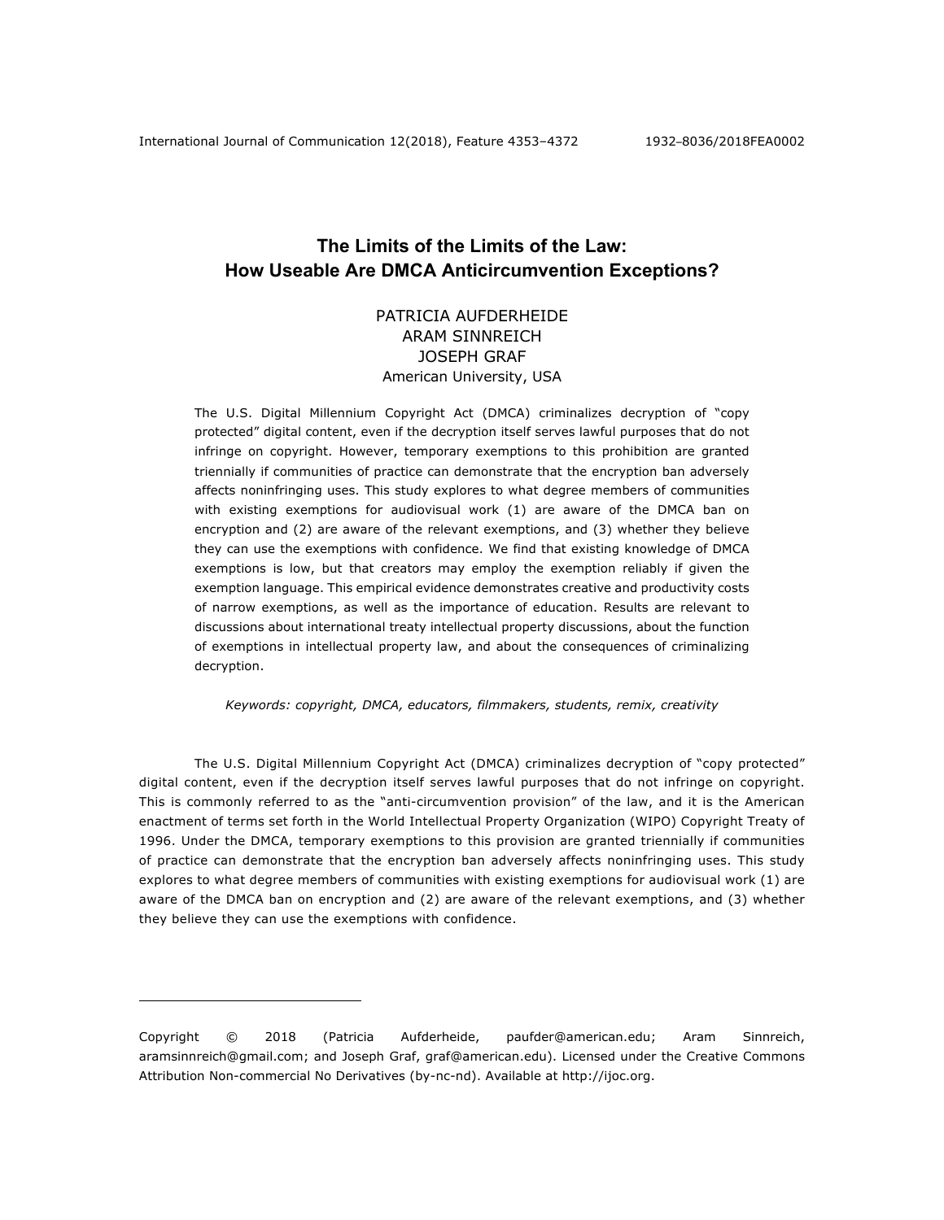# The Limits of the Limits of the Law: How Useable Are DMCA Anticircumvention Exceptions?

PATRICIA AUFDERHEIDE
ARAM SINNREICH
JOSEPH GRAF
American University, USA

The U.S. Digital Millennium Copyright Act (DMCA) criminalizes decryption of "copy protected" digital content, even if the decryption itself serves lawful purposes that do not infringe on copyright. However, temporary exemptions to this prohibition are granted triennially if communities of practice can demonstrate that the encryption ban adversely affects noninfringing uses. This study explores to what degree members of communities with existing exemptions for audiovisual work (1) are aware of the DMCA ban on encryption and (2) are aware of the relevant exemptions, and (3) whether they believe they can use the exemptions with confidence. We find that existing knowledge of DMCA exemptions is low, but that creators may employ the exemption reliably if given the exemption language. This empirical evidence demonstrates creative and productivity costs of narrow exemptions, as well as the importance of education. Results are relevant to discussions about international treaty intellectual property discussions, about the function of exemptions in intellectual property law, and about the consequences of criminalizing decryption.

*Keywords: copyright, DMCA, educators, filmmakers, students, remix, creativity*

The U.S. Digital Millennium Copyright Act (DMCA) criminalizes decryption of "copy protected" digital content, even if the decryption itself serves lawful purposes that do not infringe on copyright. This is commonly referred to as the "anti-circumvention provision" of the law, and it is the American enactment of terms set forth in the World Intellectual Property Organization (WIPO) Copyright Treaty of 1996. Under the DMCA, temporary exemptions to this provision are granted triennially if communities of practice can demonstrate that the encryption ban adversely affects noninfringing uses. This study explores to what degree members of communities with existing exemptions for audiovisual work (1) are aware of the DMCA ban on encryption and (2) are aware of the relevant exemptions, and (3) whether they believe they can use the exemptions with confidence.

---

Copyright © 2018 (Patricia Aufderheide, paufder@american.edu; Aram Sinnreich, aramsinnreich@gmail.com; and Joseph Graf, graf@american.edu). Licensed under the Creative Commons Attribution Non-commercial No Derivatives (by-nc-nd). Available at http://ijoc.org.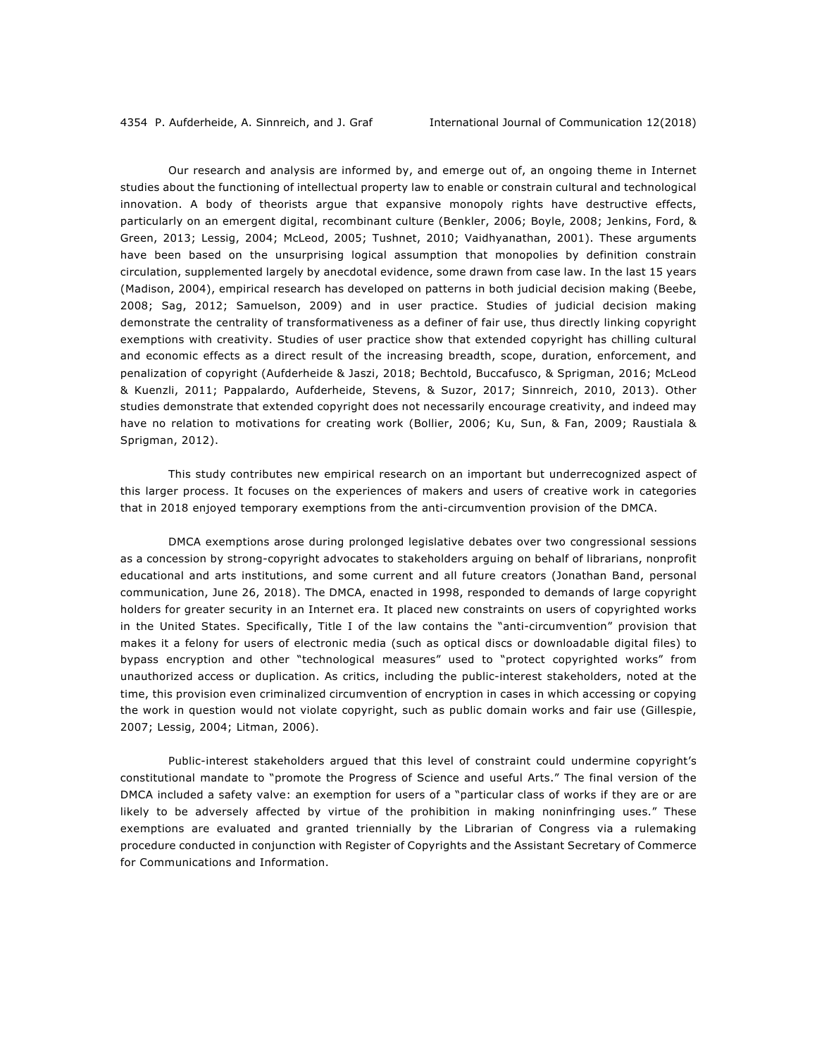Our research and analysis are informed by, and emerge out of, an ongoing theme in Internet studies about the functioning of intellectual property law to enable or constrain cultural and technological innovation. A body of theorists argue that expansive monopoly rights have destructive effects, particularly on an emergent digital, recombinant culture (Benkler, 2006; Boyle, 2008; Jenkins, Ford, & Green, 2013; Lessig, 2004; McLeod, 2005; Tushnet, 2010; Vaidhyanathan, 2001). These arguments have been based on the unsurprising logical assumption that monopolies by definition constrain circulation, supplemented largely by anecdotal evidence, some drawn from case law. In the last 15 years (Madison, 2004), empirical research has developed on patterns in both judicial decision making (Beebe, 2008; Sag, 2012; Samuelson, 2009) and in user practice. Studies of judicial decision making demonstrate the centrality of transformativeness as a definer of fair use, thus directly linking copyright exemptions with creativity. Studies of user practice show that extended copyright has chilling cultural and economic effects as a direct result of the increasing breadth, scope, duration, enforcement, and penalization of copyright (Aufderheide & Jaszi, 2018; Bechtold, Buccafusco, & Sprigman, 2016; McLeod & Kuenzli, 2011; Pappalardo, Aufderheide, Stevens, & Suzor, 2017; Sinnreich, 2010, 2013). Other studies demonstrate that extended copyright does not necessarily encourage creativity, and indeed may have no relation to motivations for creating work (Bollier, 2006; Ku, Sun, & Fan, 2009; Raustiala & Sprigman, 2012).

This study contributes new empirical research on an important but underrecognized aspect of this larger process. It focuses on the experiences of makers and users of creative work in categories that in 2018 enjoyed temporary exemptions from the anti-circumvention provision of the DMCA.

DMCA exemptions arose during prolonged legislative debates over two congressional sessions as a concession by strong-copyright advocates to stakeholders arguing on behalf of librarians, nonprofit educational and arts institutions, and some current and all future creators (Jonathan Band, personal communication, June 26, 2018). The DMCA, enacted in 1998, responded to demands of large copyright holders for greater security in an Internet era. It placed new constraints on users of copyrighted works in the United States. Specifically, Title I of the law contains the "anti-circumvention" provision that makes it a felony for users of electronic media (such as optical discs or downloadable digital files) to bypass encryption and other "technological measures" used to "protect copyrighted works" from unauthorized access or duplication. As critics, including the public-interest stakeholders, noted at the time, this provision even criminalized circumvention of encryption in cases in which accessing or copying the work in question would not violate copyright, such as public domain works and fair use (Gillespie, 2007; Lessig, 2004; Litman, 2006).

Public-interest stakeholders argued that this level of constraint could undermine copyright's constitutional mandate to "promote the Progress of Science and useful Arts." The final version of the DMCA included a safety valve: an exemption for users of a "particular class of works if they are or are likely to be adversely affected by virtue of the prohibition in making noninfringing uses." These exemptions are evaluated and granted triennially by the Librarian of Congress via a rulemaking procedure conducted in conjunction with Register of Copyrights and the Assistant Secretary of Commerce for Communications and Information.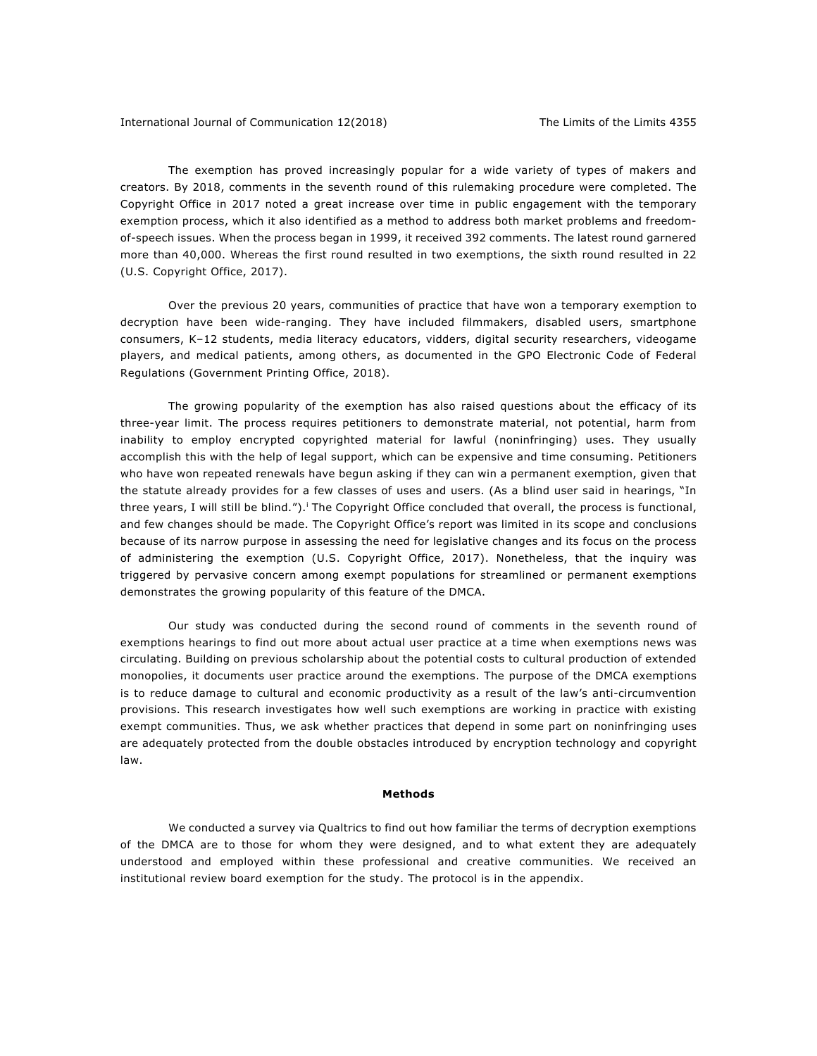The exemption has proved increasingly popular for a wide variety of types of makers and creators. By 2018, comments in the seventh round of this rulemaking procedure were completed. The Copyright Office in 2017 noted a great increase over time in public engagement with the temporary exemption process, which it also identified as a method to address both market problems and freedom-of-speech issues. When the process began in 1999, it received 392 comments. The latest round garnered more than 40,000. Whereas the first round resulted in two exemptions, the sixth round resulted in 22 (U.S. Copyright Office, 2017).

Over the previous 20 years, communities of practice that have won a temporary exemption to decryption have been wide-ranging. They have included filmmakers, disabled users, smartphone consumers, K–12 students, media literacy educators, vidders, digital security researchers, videogame players, and medical patients, among others, as documented in the GPO Electronic Code of Federal Regulations (Government Printing Office, 2018).

The growing popularity of the exemption has also raised questions about the efficacy of its three-year limit. The process requires petitioners to demonstrate material, not potential, harm from inability to employ encrypted copyrighted material for lawful (noninfringing) uses. They usually accomplish this with the help of legal support, which can be expensive and time consuming. Petitioners who have won repeated renewals have begun asking if they can win a permanent exemption, given that the statute already provides for a few classes of uses and users. (As a blind user said in hearings, "In three years, I will still be blind.").[i] The Copyright Office concluded that overall, the process is functional, and few changes should be made. The Copyright Office's report was limited in its scope and conclusions because of its narrow purpose in assessing the need for legislative changes and its focus on the process of administering the exemption (U.S. Copyright Office, 2017). Nonetheless, that the inquiry was triggered by pervasive concern among exempt populations for streamlined or permanent exemptions demonstrates the growing popularity of this feature of the DMCA.

Our study was conducted during the second round of comments in the seventh round of exemptions hearings to find out more about actual user practice at a time when exemptions news was circulating. Building on previous scholarship about the potential costs to cultural production of extended monopolies, it documents user practice around the exemptions. The purpose of the DMCA exemptions is to reduce damage to cultural and economic productivity as a result of the law's anti-circumvention provisions. This research investigates how well such exemptions are working in practice with existing exempt communities. Thus, we ask whether practices that depend in some part on noninfringing uses are adequately protected from the double obstacles introduced by encryption technology and copyright law.

## Methods

We conducted a survey via Qualtrics to find out how familiar the terms of decryption exemptions of the DMCA are to those for whom they were designed, and to what extent they are adequately understood and employed within these professional and creative communities. We received an institutional review board exemption for the study. The protocol is in the appendix.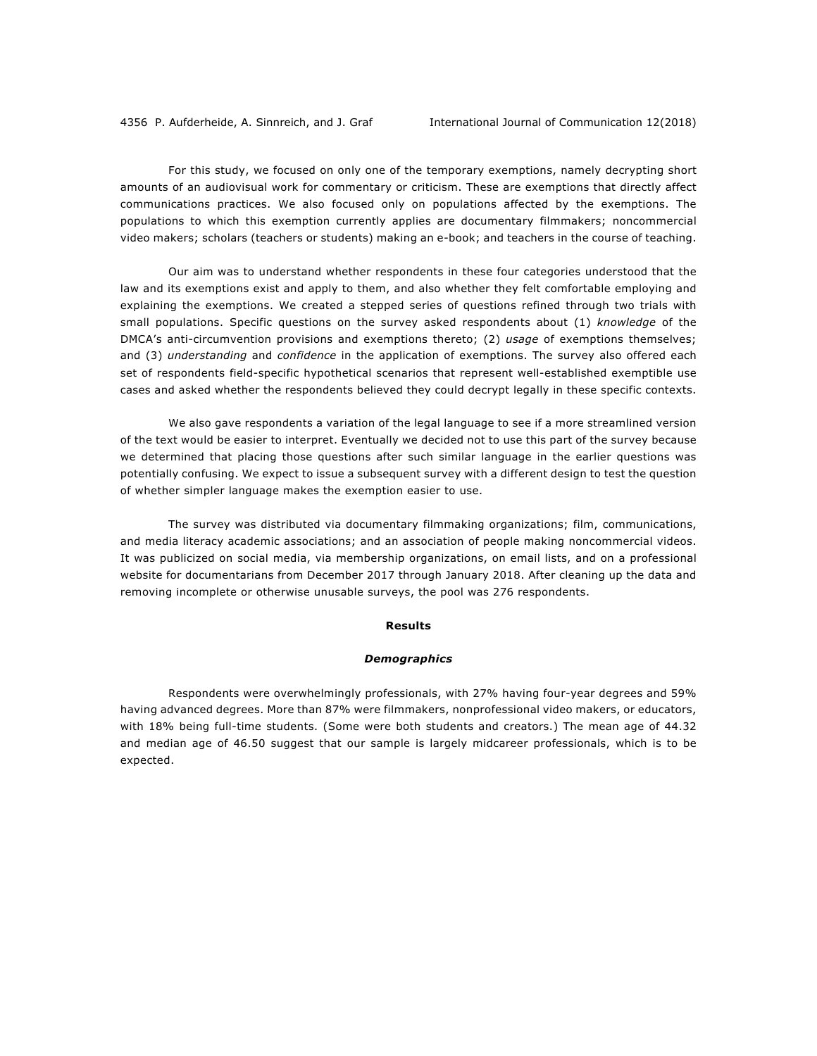For this study, we focused on only one of the temporary exemptions, namely decrypting short amounts of an audiovisual work for commentary or criticism. These are exemptions that directly affect communications practices. We also focused only on populations affected by the exemptions. The populations to which this exemption currently applies are documentary filmmakers; noncommercial video makers; scholars (teachers or students) making an e-book; and teachers in the course of teaching.

Our aim was to understand whether respondents in these four categories understood that the law and its exemptions exist and apply to them, and also whether they felt comfortable employing and explaining the exemptions. We created a stepped series of questions refined through two trials with small populations. Specific questions on the survey asked respondents about (1) *knowledge* of the DMCA's anti-circumvention provisions and exemptions thereto; (2) *usage* of exemptions themselves; and (3) *understanding* and *confidence* in the application of exemptions. The survey also offered each set of respondents field-specific hypothetical scenarios that represent well-established exemptible use cases and asked whether the respondents believed they could decrypt legally in these specific contexts.

We also gave respondents a variation of the legal language to see if a more streamlined version of the text would be easier to interpret. Eventually we decided not to use this part of the survey because we determined that placing those questions after such similar language in the earlier questions was potentially confusing. We expect to issue a subsequent survey with a different design to test the question of whether simpler language makes the exemption easier to use.

The survey was distributed via documentary filmmaking organizations; film, communications, and media literacy academic associations; and an association of people making noncommercial videos. It was publicized on social media, via membership organizations, on email lists, and on a professional website for documentarians from December 2017 through January 2018. After cleaning up the data and removing incomplete or otherwise unusable surveys, the pool was 276 respondents.

## Results

### *Demographics*

Respondents were overwhelmingly professionals, with 27% having four-year degrees and 59% having advanced degrees. More than 87% were filmmakers, nonprofessional video makers, or educators, with 18% being full-time students. (Some were both students and creators.) The mean age of 44.32 and median age of 46.50 suggest that our sample is largely midcareer professionals, which is to be expected.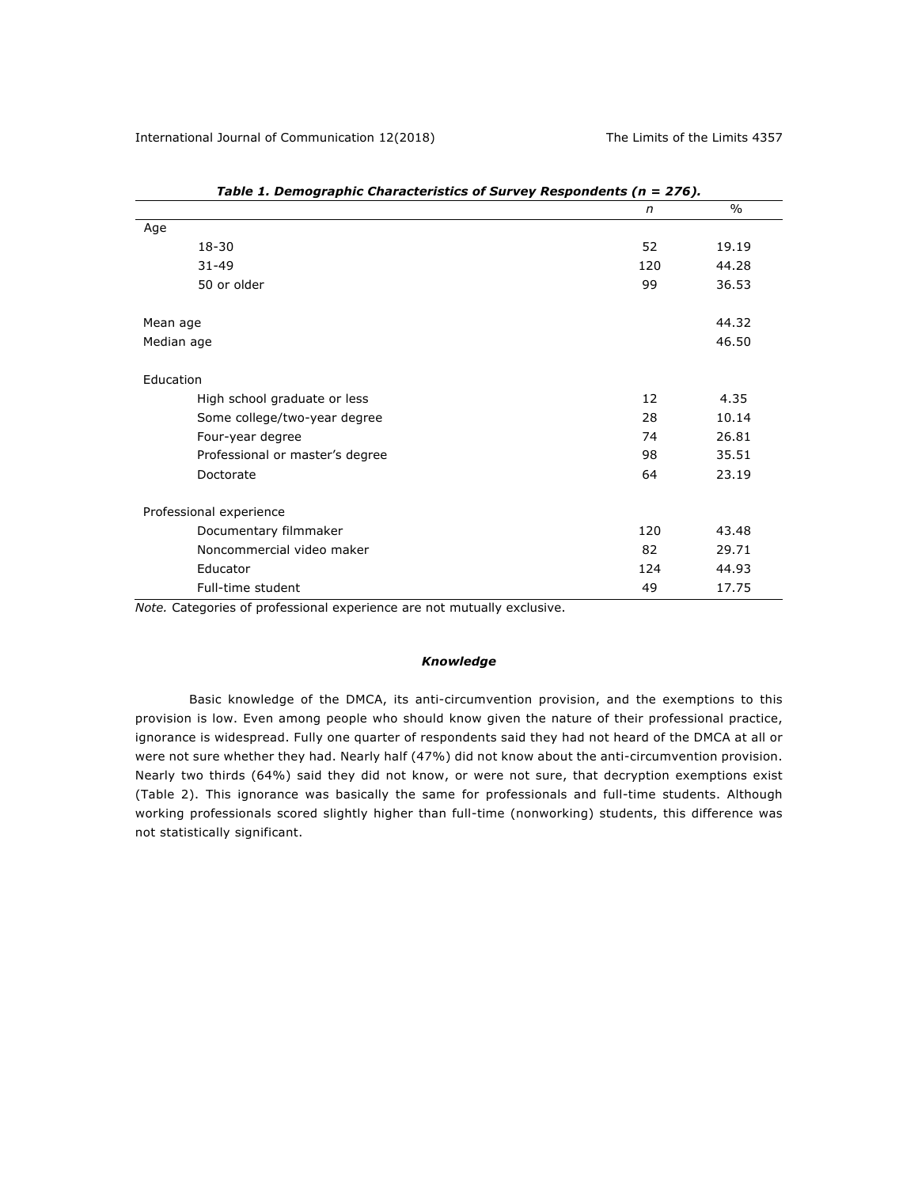*Table 1. Demographic Characteristics of Survey Respondents (n = 276).*

| | *n* | % |
|---|---|---|
| Age | | |
| 18-30 | 52 | 19.19 |
| 31-49 | 120 | 44.28 |
| 50 or older | 99 | 36.53 |
| | | |
| Mean age | | 44.32 |
| Median age | | 46.50 |
| | | |
| Education | | |
| High school graduate or less | 12 | 4.35 |
| Some college/two-year degree | 28 | 10.14 |
| Four-year degree | 74 | 26.81 |
| Professional or master's degree | 98 | 35.51 |
| Doctorate | 64 | 23.19 |
| | | |
| Professional experience | | |
| Documentary filmmaker | 120 | 43.48 |
| Noncommercial video maker | 82 | 29.71 |
| Educator | 124 | 44.93 |
| Full-time student | 49 | 17.75 |

*Note.* Categories of professional experience are not mutually exclusive.

### *Knowledge*

Basic knowledge of the DMCA, its anti-circumvention provision, and the exemptions to this provision is low. Even among people who should know given the nature of their professional practice, ignorance is widespread. Fully one quarter of respondents said they had not heard of the DMCA at all or were not sure whether they had. Nearly half (47%) did not know about the anti-circumvention provision. Nearly two thirds (64%) said they did not know, or were not sure, that decryption exemptions exist (Table 2). This ignorance was basically the same for professionals and full-time students. Although working professionals scored slightly higher than full-time (nonworking) students, this difference was not statistically significant.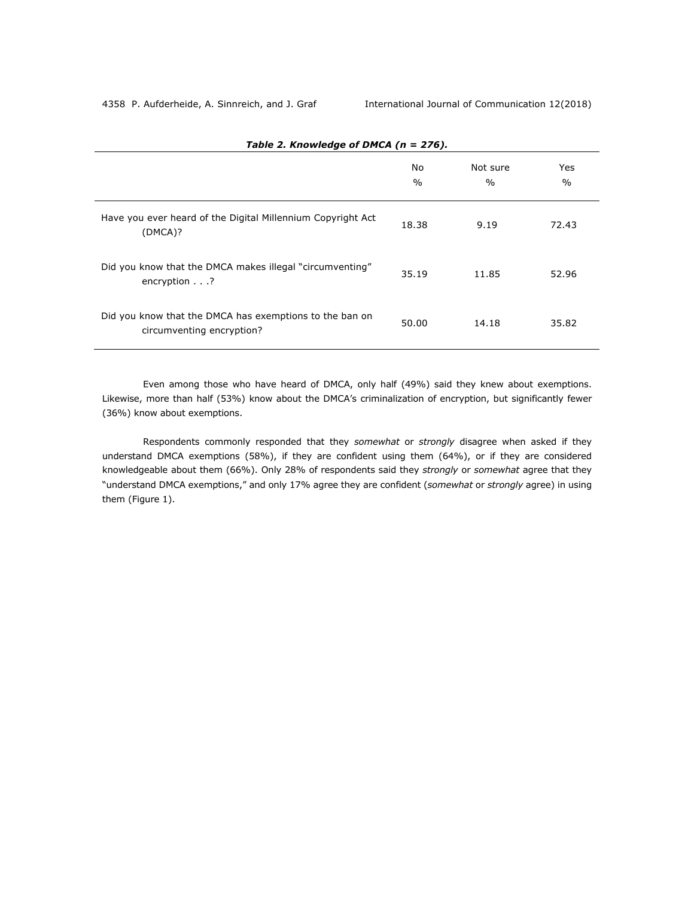**Table 2. Knowledge of DMCA (n = 276).**

| | No % | Not sure % | Yes % |
|---|---|---|---|
| Have you ever heard of the Digital Millennium Copyright Act (DMCA)? | 18.38 | 9.19 | 72.43 |
| Did you know that the DMCA makes illegal "circumventing" encryption . . .? | 35.19 | 11.85 | 52.96 |
| Did you know that the DMCA has exemptions to the ban on circumventing encryption? | 50.00 | 14.18 | 35.82 |

Even among those who have heard of DMCA, only half (49%) said they knew about exemptions. Likewise, more than half (53%) know about the DMCA's criminalization of encryption, but significantly fewer (36%) know about exemptions.

Respondents commonly responded that they *somewhat* or *strongly* disagree when asked if they understand DMCA exemptions (58%), if they are confident using them (64%), or if they are considered knowledgeable about them (66%). Only 28% of respondents said they *strongly* or *somewhat* agree that they "understand DMCA exemptions," and only 17% agree they are confident (*somewhat* or *strongly* agree) in using them (Figure 1).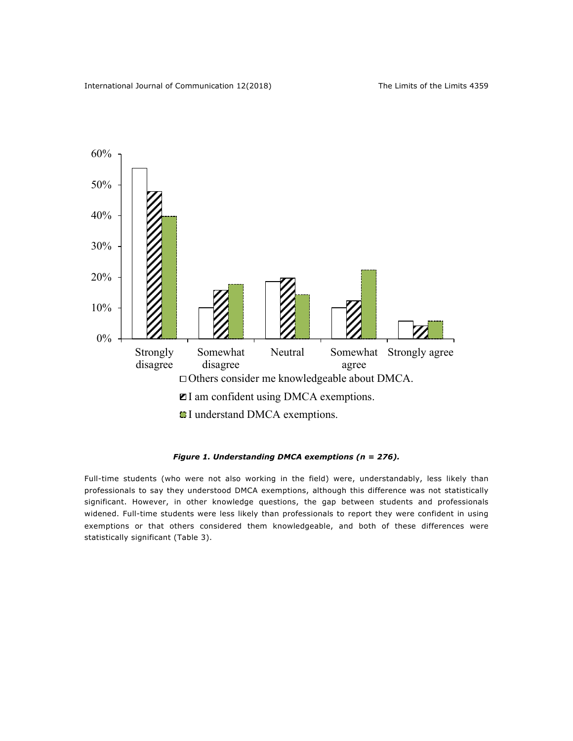*Figure 1. Understanding DMCA exemptions (n = 276).*

Full-time students (who were not also working in the field) were, understandably, less likely than professionals to say they understood DMCA exemptions, although this difference was not statistically significant. However, in other knowledge questions, the gap between students and professionals widened. Full-time students were less likely than professionals to report they were confident in using exemptions or that others considered them knowledgeable, and both of these differences were statistically significant (Table 3).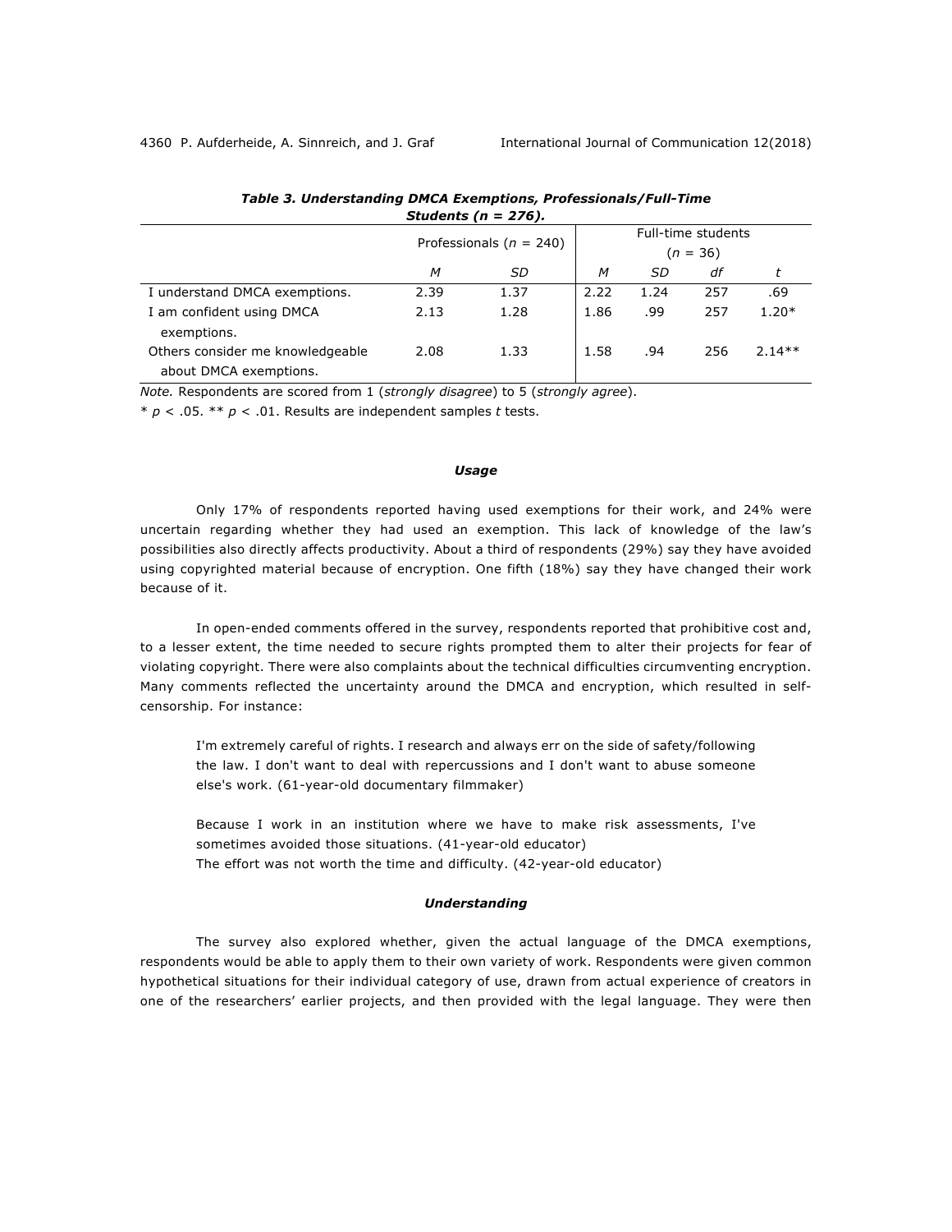***Table 3. Understanding DMCA Exemptions, Professionals/Full-Time Students (n = 276).***

| | Professionals ($n$ = 240) | | Full-time students ($n$ = 36) | | | |
|---|---|---|---|---|---|---|
| | *M* | *SD* | *M* | *SD* | *df* | *t* |
| I understand DMCA exemptions. | 2.39 | 1.37 | 2.22 | 1.24 | 257 | .69 |
| I am confident using DMCA exemptions. | 2.13 | 1.28 | 1.86 | .99 | 257 | 1.20* |
| Others consider me knowledgeable about DMCA exemptions. | 2.08 | 1.33 | 1.58 | .94 | 256 | 2.14** |

*Note.* Respondents are scored from 1 (*strongly disagree*) to 5 (*strongly agree*).

* $p < .05$. ** $p < .01$. Results are independent samples *t* tests.

### *Usage*

Only 17% of respondents reported having used exemptions for their work, and 24% were uncertain regarding whether they had used an exemption. This lack of knowledge of the law's possibilities also directly affects productivity. About a third of respondents (29%) say they have avoided using copyrighted material because of encryption. One fifth (18%) say they have changed their work because of it.

In open-ended comments offered in the survey, respondents reported that prohibitive cost and, to a lesser extent, the time needed to secure rights prompted them to alter their projects for fear of violating copyright. There were also complaints about the technical difficulties circumventing encryption. Many comments reflected the uncertainty around the DMCA and encryption, which resulted in self-censorship. For instance:

> I'm extremely careful of rights. I research and always err on the side of safety/following the law. I don't want to deal with repercussions and I don't want to abuse someone else's work. (61-year-old documentary filmmaker)
>
> Because I work in an institution where we have to make risk assessments, I've sometimes avoided those situations. (41-year-old educator)
> The effort was not worth the time and difficulty. (42-year-old educator)

### *Understanding*

The survey also explored whether, given the actual language of the DMCA exemptions, respondents would be able to apply them to their own variety of work. Respondents were given common hypothetical situations for their individual category of use, drawn from actual experience of creators in one of the researchers' earlier projects, and then provided with the legal language. They were then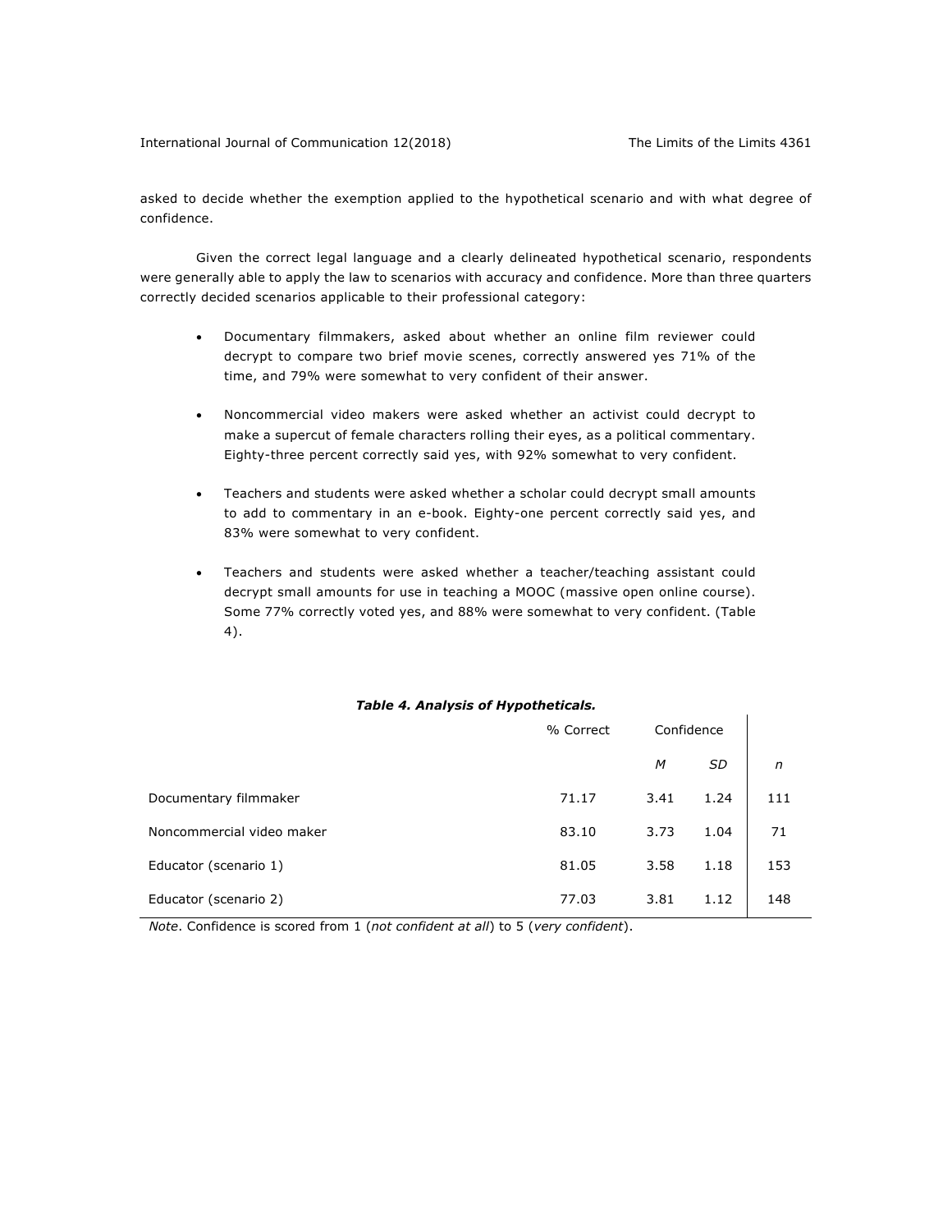asked to decide whether the exemption applied to the hypothetical scenario and with what degree of confidence.

Given the correct legal language and a clearly delineated hypothetical scenario, respondents were generally able to apply the law to scenarios with accuracy and confidence. More than three quarters correctly decided scenarios applicable to their professional category:

- Documentary filmmakers, asked about whether an online film reviewer could decrypt to compare two brief movie scenes, correctly answered yes 71% of the time, and 79% were somewhat to very confident of their answer.
- Noncommercial video makers were asked whether an activist could decrypt to make a supercut of female characters rolling their eyes, as a political commentary. Eighty-three percent correctly said yes, with 92% somewhat to very confident.
- Teachers and students were asked whether a scholar could decrypt small amounts to add to commentary in an e-book. Eighty-one percent correctly said yes, and 83% were somewhat to very confident.
- Teachers and students were asked whether a teacher/teaching assistant could decrypt small amounts for use in teaching a MOOC (massive open online course). Some 77% correctly voted yes, and 88% were somewhat to very confident. (Table 4).

***Table 4. Analysis of Hypotheticals.***

| | % Correct | Confidence | | |
|---|---|---|---|---|
| | | *M* | *SD* | *n* |
| Documentary filmmaker | 71.17 | 3.41 | 1.24 | 111 |
| Noncommercial video maker | 83.10 | 3.73 | 1.04 | 71 |
| Educator (scenario 1) | 81.05 | 3.58 | 1.18 | 153 |
| Educator (scenario 2) | 77.03 | 3.81 | 1.12 | 148 |

*Note*. Confidence is scored from 1 (*not confident at all*) to 5 (*very confident*).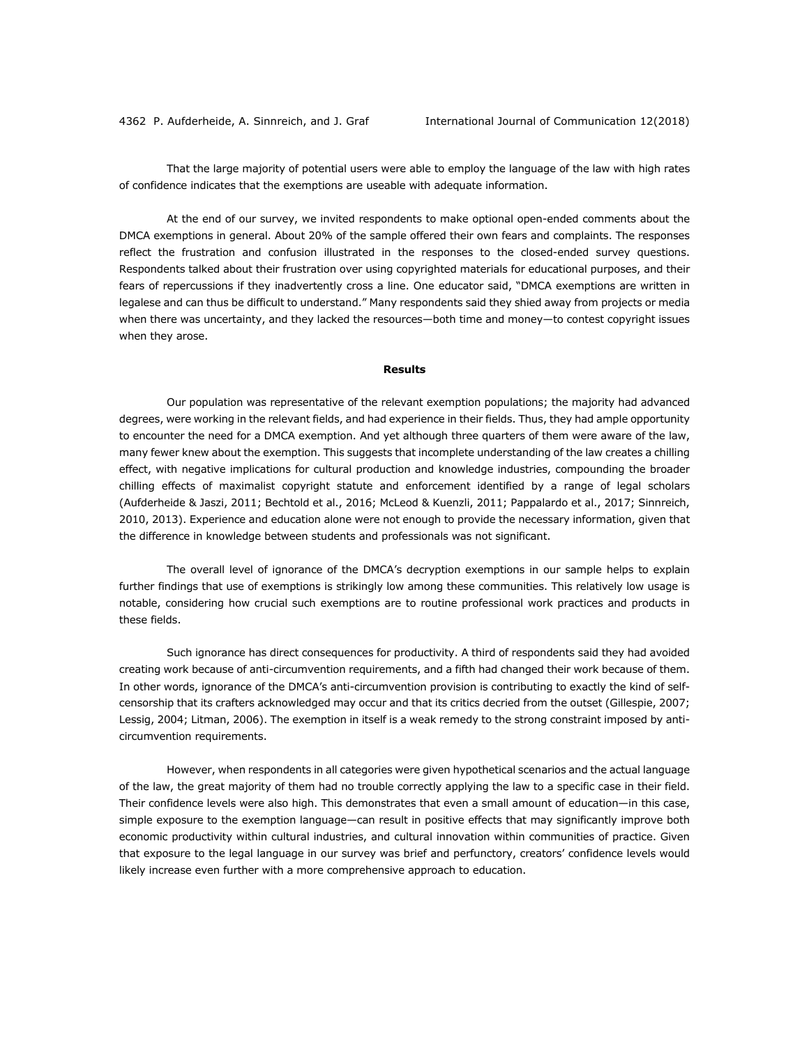That the large majority of potential users were able to employ the language of the law with high rates of confidence indicates that the exemptions are useable with adequate information.

At the end of our survey, we invited respondents to make optional open-ended comments about the DMCA exemptions in general. About 20% of the sample offered their own fears and complaints. The responses reflect the frustration and confusion illustrated in the responses to the closed-ended survey questions. Respondents talked about their frustration over using copyrighted materials for educational purposes, and their fears of repercussions if they inadvertently cross a line. One educator said, "DMCA exemptions are written in legalese and can thus be difficult to understand." Many respondents said they shied away from projects or media when there was uncertainty, and they lacked the resources—both time and money—to contest copyright issues when they arose.

## Results

Our population was representative of the relevant exemption populations; the majority had advanced degrees, were working in the relevant fields, and had experience in their fields. Thus, they had ample opportunity to encounter the need for a DMCA exemption. And yet although three quarters of them were aware of the law, many fewer knew about the exemption. This suggests that incomplete understanding of the law creates a chilling effect, with negative implications for cultural production and knowledge industries, compounding the broader chilling effects of maximalist copyright statute and enforcement identified by a range of legal scholars (Aufderheide & Jaszi, 2011; Bechtold et al., 2016; McLeod & Kuenzli, 2011; Pappalardo et al., 2017; Sinnreich, 2010, 2013). Experience and education alone were not enough to provide the necessary information, given that the difference in knowledge between students and professionals was not significant.

The overall level of ignorance of the DMCA's decryption exemptions in our sample helps to explain further findings that use of exemptions is strikingly low among these communities. This relatively low usage is notable, considering how crucial such exemptions are to routine professional work practices and products in these fields.

Such ignorance has direct consequences for productivity. A third of respondents said they had avoided creating work because of anti-circumvention requirements, and a fifth had changed their work because of them. In other words, ignorance of the DMCA's anti-circumvention provision is contributing to exactly the kind of self-censorship that its crafters acknowledged may occur and that its critics decried from the outset (Gillespie, 2007; Lessig, 2004; Litman, 2006). The exemption in itself is a weak remedy to the strong constraint imposed by anti-circumvention requirements.

However, when respondents in all categories were given hypothetical scenarios and the actual language of the law, the great majority of them had no trouble correctly applying the law to a specific case in their field. Their confidence levels were also high. This demonstrates that even a small amount of education—in this case, simple exposure to the exemption language—can result in positive effects that may significantly improve both economic productivity within cultural industries, and cultural innovation within communities of practice. Given that exposure to the legal language in our survey was brief and perfunctory, creators' confidence levels would likely increase even further with a more comprehensive approach to education.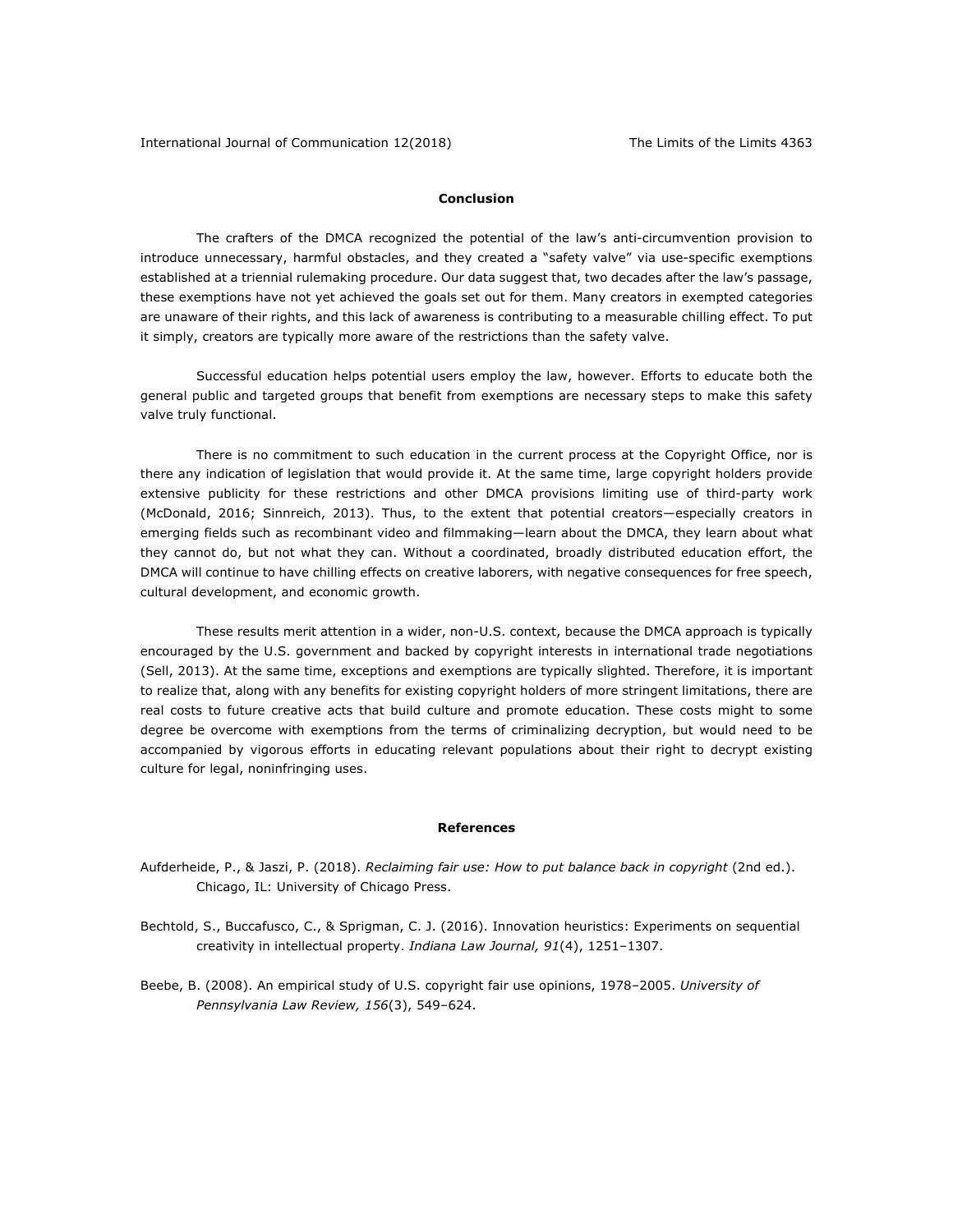## Conclusion

The crafters of the DMCA recognized the potential of the law's anti-circumvention provision to introduce unnecessary, harmful obstacles, and they created a "safety valve" via use-specific exemptions established at a triennial rulemaking procedure. Our data suggest that, two decades after the law's passage, these exemptions have not yet achieved the goals set out for them. Many creators in exempted categories are unaware of their rights, and this lack of awareness is contributing to a measurable chilling effect. To put it simply, creators are typically more aware of the restrictions than the safety valve.

Successful education helps potential users employ the law, however. Efforts to educate both the general public and targeted groups that benefit from exemptions are necessary steps to make this safety valve truly functional.

There is no commitment to such education in the current process at the Copyright Office, nor is there any indication of legislation that would provide it. At the same time, large copyright holders provide extensive publicity for these restrictions and other DMCA provisions limiting use of third-party work (McDonald, 2016; Sinnreich, 2013). Thus, to the extent that potential creators—especially creators in emerging fields such as recombinant video and filmmaking—learn about the DMCA, they learn about what they cannot do, but not what they can. Without a coordinated, broadly distributed education effort, the DMCA will continue to have chilling effects on creative laborers, with negative consequences for free speech, cultural development, and economic growth.

These results merit attention in a wider, non-U.S. context, because the DMCA approach is typically encouraged by the U.S. government and backed by copyright interests in international trade negotiations (Sell, 2013). At the same time, exceptions and exemptions are typically slighted. Therefore, it is important to realize that, along with any benefits for existing copyright holders of more stringent limitations, there are real costs to future creative acts that build culture and promote education. These costs might to some degree be overcome with exemptions from the terms of criminalizing decryption, but would need to be accompanied by vigorous efforts in educating relevant populations about their right to decrypt existing culture for legal, noninfringing uses.

## References

Aufderheide, P., & Jaszi, P. (2018). *Reclaiming fair use: How to put balance back in copyright* (2nd ed.). Chicago, IL: University of Chicago Press.

Bechtold, S., Buccafusco, C., & Sprigman, C. J. (2016). Innovation heuristics: Experiments on sequential creativity in intellectual property. *Indiana Law Journal, 91*(4), 1251–1307.

Beebe, B. (2008). An empirical study of U.S. copyright fair use opinions, 1978–2005. *University of Pennsylvania Law Review, 156*(3), 549–624.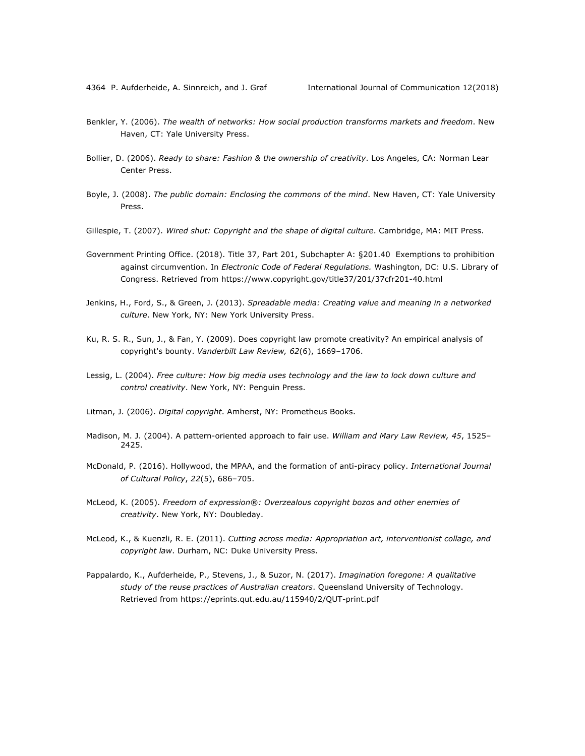Benkler, Y. (2006). *The wealth of networks: How social production transforms markets and freedom*. New Haven, CT: Yale University Press.

Bollier, D. (2006). *Ready to share: Fashion & the ownership of creativity*. Los Angeles, CA: Norman Lear Center Press.

Boyle, J. (2008). *The public domain: Enclosing the commons of the mind*. New Haven, CT: Yale University Press.

Gillespie, T. (2007). *Wired shut: Copyright and the shape of digital culture*. Cambridge, MA: MIT Press.

Government Printing Office. (2018). Title 37, Part 201, Subchapter A: §201.40 Exemptions to prohibition against circumvention. In *Electronic Code of Federal Regulations.* Washington, DC: U.S. Library of Congress. Retrieved from https://www.copyright.gov/title37/201/37cfr201-40.html

Jenkins, H., Ford, S., & Green, J. (2013). *Spreadable media: Creating value and meaning in a networked culture*. New York, NY: New York University Press.

Ku, R. S. R., Sun, J., & Fan, Y. (2009). Does copyright law promote creativity? An empirical analysis of copyright's bounty. *Vanderbilt Law Review, 62*(6), 1669–1706.

Lessig, L. (2004). *Free culture: How big media uses technology and the law to lock down culture and control creativity*. New York, NY: Penguin Press.

Litman, J. (2006). *Digital copyright*. Amherst, NY: Prometheus Books.

Madison, M. J. (2004). A pattern-oriented approach to fair use. *William and Mary Law Review, 45*, 1525–2425.

McDonald, P. (2016). Hollywood, the MPAA, and the formation of anti-piracy policy. *International Journal of Cultural Policy*, *22*(5), 686–705.

McLeod, K. (2005). *Freedom of expression®: Overzealous copyright bozos and other enemies of creativity*. New York, NY: Doubleday.

McLeod, K., & Kuenzli, R. E. (2011). *Cutting across media: Appropriation art, interventionist collage, and copyright law*. Durham, NC: Duke University Press.

Pappalardo, K., Aufderheide, P., Stevens, J., & Suzor, N. (2017). *Imagination foregone: A qualitative study of the reuse practices of Australian creators*. Queensland University of Technology. Retrieved from https://eprints.qut.edu.au/115940/2/QUT-print.pdf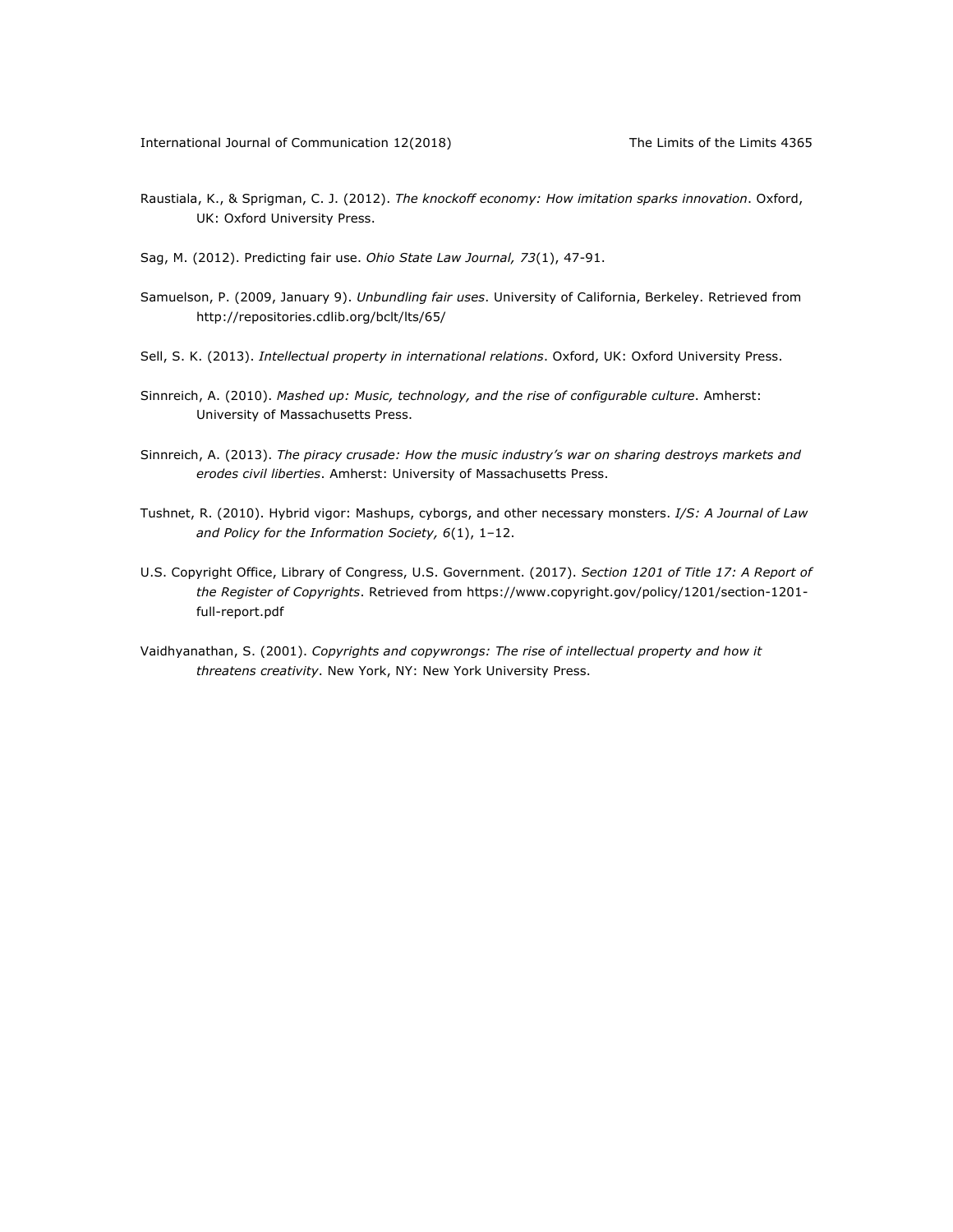Raustiala, K., & Sprigman, C. J. (2012). *The knockoff economy: How imitation sparks innovation*. Oxford, UK: Oxford University Press.

Sag, M. (2012). Predicting fair use. *Ohio State Law Journal, 73*(1), 47-91.

Samuelson, P. (2009, January 9). *Unbundling fair uses*. University of California, Berkeley. Retrieved from http://repositories.cdlib.org/bclt/lts/65/

Sell, S. K. (2013). *Intellectual property in international relations*. Oxford, UK: Oxford University Press.

Sinnreich, A. (2010). *Mashed up: Music, technology, and the rise of configurable culture*. Amherst: University of Massachusetts Press.

Sinnreich, A. (2013). *The piracy crusade: How the music industry's war on sharing destroys markets and erodes civil liberties*. Amherst: University of Massachusetts Press.

Tushnet, R. (2010). Hybrid vigor: Mashups, cyborgs, and other necessary monsters. *I/S: A Journal of Law and Policy for the Information Society, 6*(1), 1–12.

U.S. Copyright Office, Library of Congress, U.S. Government. (2017). *Section 1201 of Title 17: A Report of the Register of Copyrights*. Retrieved from https://www.copyright.gov/policy/1201/section-1201-full-report.pdf

Vaidhyanathan, S. (2001). *Copyrights and copywrongs: The rise of intellectual property and how it threatens creativity*. New York, NY: New York University Press.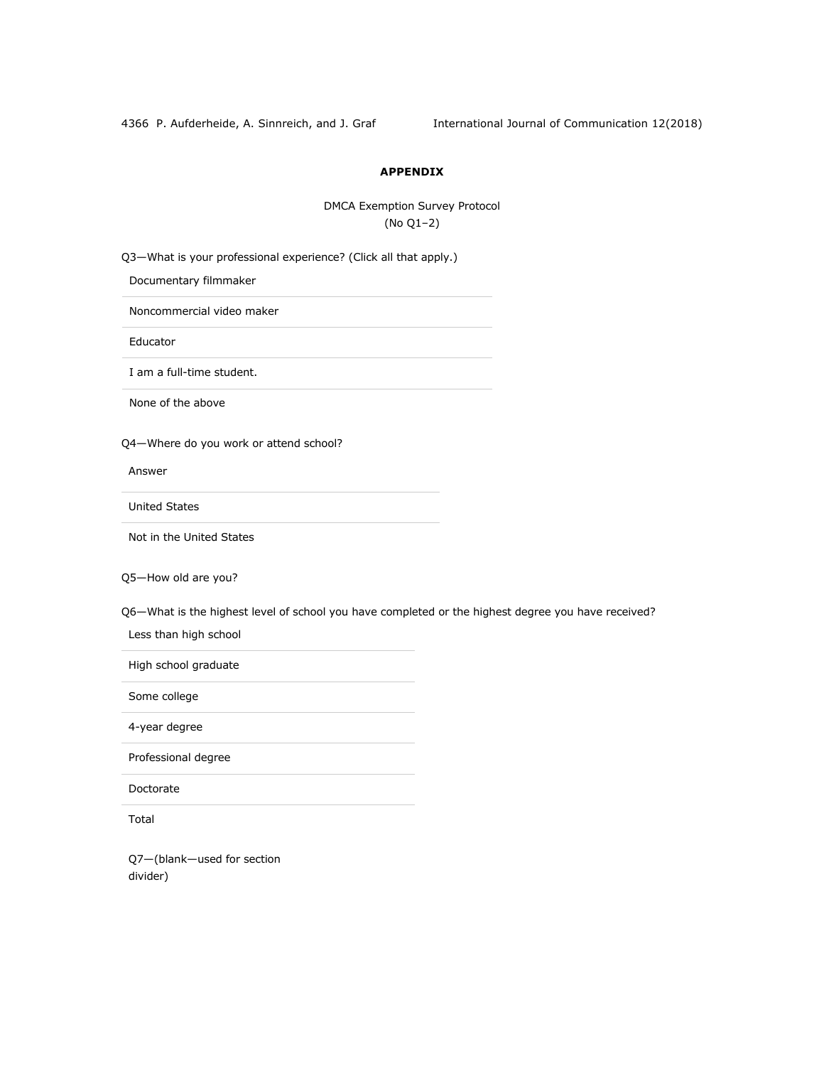## APPENDIX

DMCA Exemption Survey Protocol
(No Q1–2)

Q3—What is your professional experience? (Click all that apply.)

| |
|---|
| Documentary filmmaker |
| Noncommercial video maker |
| Educator |
| I am a full-time student. |
| None of the above |

Q4—Where do you work or attend school?

| Answer |
|---|
| United States |
| Not in the United States |

Q5—How old are you?

Q6—What is the highest level of school you have completed or the highest degree you have received?

| |
|---|
| Less than high school |
| High school graduate |
| Some college |
| 4-year degree |
| Professional degree |
| Doctorate |
| Total |

Q7—(blank—used for section divider)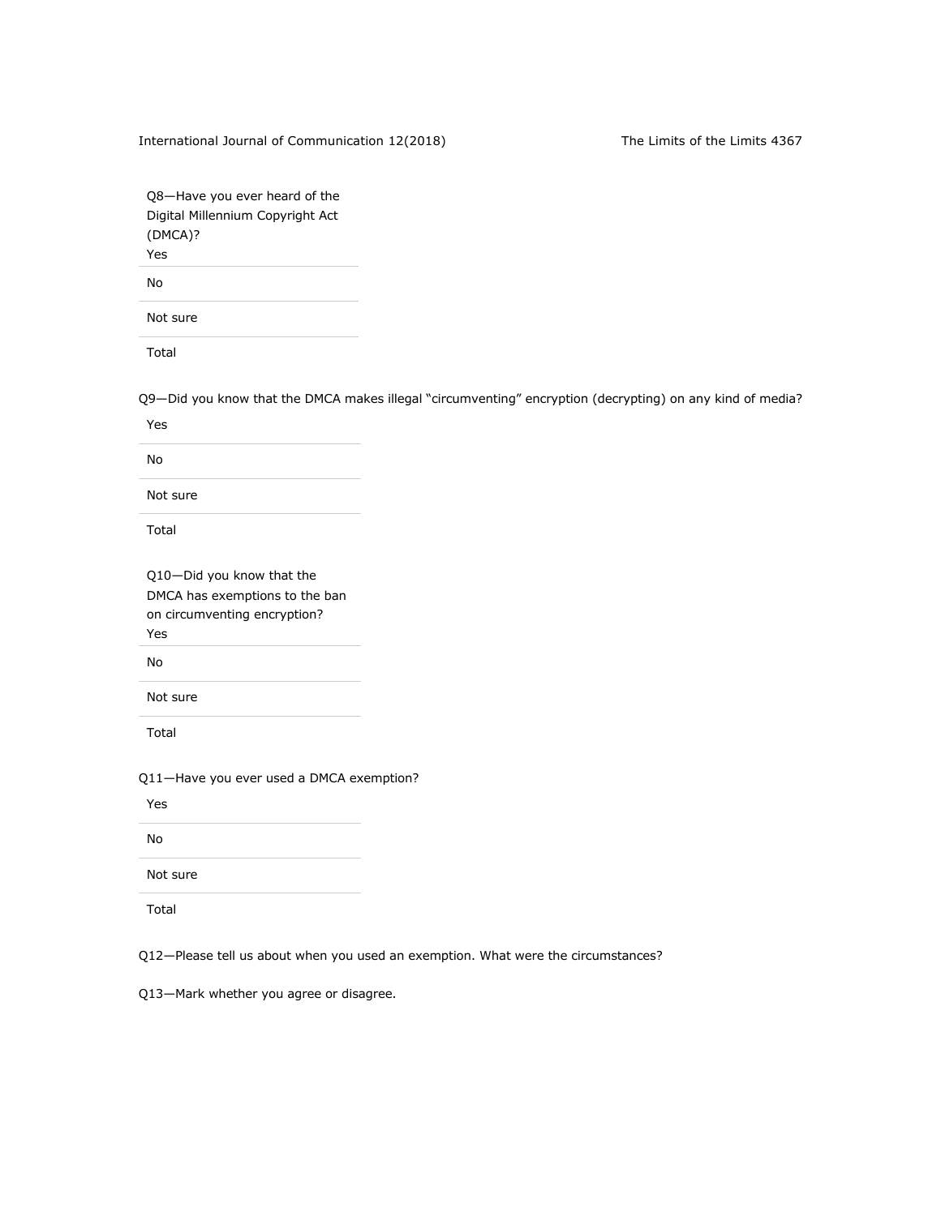| Q8—Have you ever heard of the Digital Millennium Copyright Act (DMCA)? |
| --- |
| Yes |
| No |
| Not sure |
| Total |

Q9—Did you know that the DMCA makes illegal "circumventing" encryption (decrypting) on any kind of media?

| |
| --- |
| Yes |
| No |
| Not sure |
| Total |

| Q10—Did you know that the DMCA has exemptions to the ban on circumventing encryption? |
| --- |
| Yes |
| No |
| Not sure |
| Total |

Q11—Have you ever used a DMCA exemption?

| |
| --- |
| Yes |
| No |
| Not sure |
| Total |

Q12—Please tell us about when you used an exemption. What were the circumstances?

Q13—Mark whether you agree or disagree.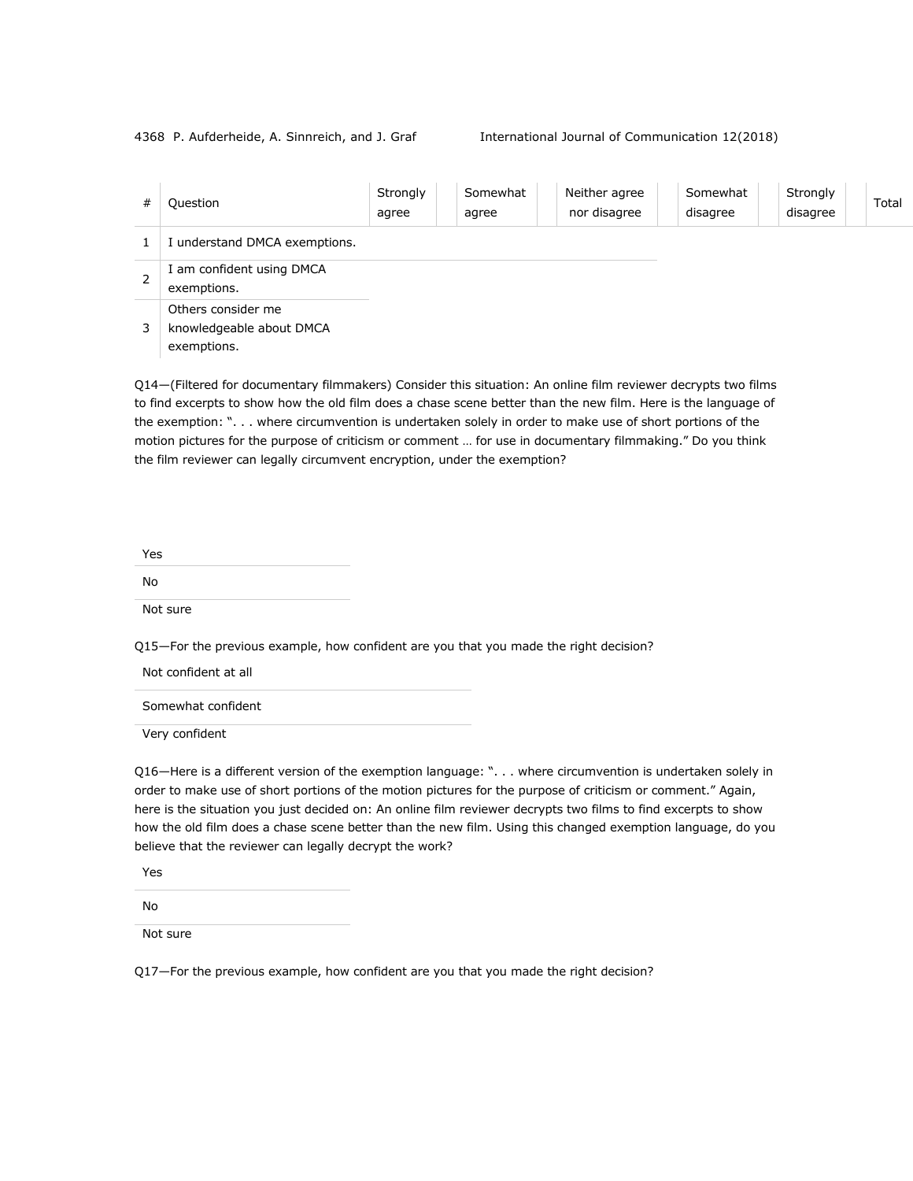| # | Question | Strongly agree | Somewhat agree | Neither agree nor disagree | Somewhat disagree | Strongly disagree | Total |
|---|---|---|---|---|---|---|---|
| 1 | I understand DMCA exemptions. | | | | | | |
| 2 | I am confident using DMCA exemptions. | | | | | | |
| 3 | Others consider me knowledgeable about DMCA exemptions. | | | | | | |

Q14—(Filtered for documentary filmmakers) Consider this situation: An online film reviewer decrypts two films to find excerpts to show how the old film does a chase scene better than the new film. Here is the language of the exemption: ". . . where circumvention is undertaken solely in order to make use of short portions of the motion pictures for the purpose of criticism or comment … for use in documentary filmmaking." Do you think the film reviewer can legally circumvent encryption, under the exemption?

Yes

No

Not sure

Q15—For the previous example, how confident are you that you made the right decision?

Not confident at all

Somewhat confident

Very confident

Q16—Here is a different version of the exemption language: ". . . where circumvention is undertaken solely in order to make use of short portions of the motion pictures for the purpose of criticism or comment." Again, here is the situation you just decided on: An online film reviewer decrypts two films to find excerpts to show how the old film does a chase scene better than the new film. Using this changed exemption language, do you believe that the reviewer can legally decrypt the work?

Yes

No

Not sure

Q17—For the previous example, how confident are you that you made the right decision?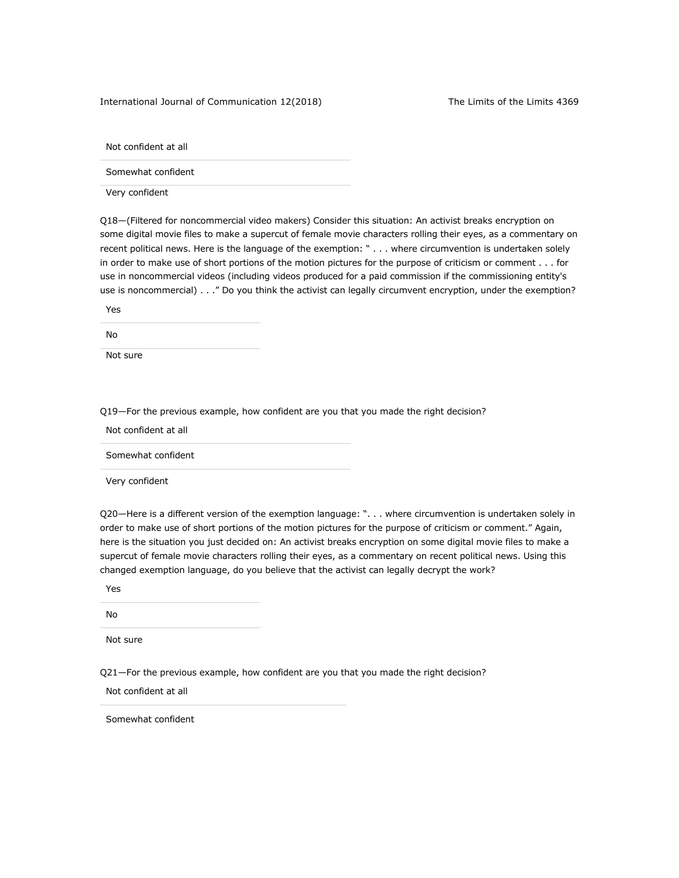Not confident at all

Somewhat confident

Very confident

Q18—(Filtered for noncommercial video makers) Consider this situation: An activist breaks encryption on some digital movie files to make a supercut of female movie characters rolling their eyes, as a commentary on recent political news. Here is the language of the exemption: " . . . where circumvention is undertaken solely in order to make use of short portions of the motion pictures for the purpose of criticism or comment . . . for use in noncommercial videos (including videos produced for a paid commission if the commissioning entity's use is noncommercial) . . ." Do you think the activist can legally circumvent encryption, under the exemption?

Yes

No

Not sure

Q19—For the previous example, how confident are you that you made the right decision?

Not confident at all

Somewhat confident

Very confident

Q20—Here is a different version of the exemption language: ". . . where circumvention is undertaken solely in order to make use of short portions of the motion pictures for the purpose of criticism or comment." Again, here is the situation you just decided on: An activist breaks encryption on some digital movie files to make a supercut of female movie characters rolling their eyes, as a commentary on recent political news. Using this changed exemption language, do you believe that the activist can legally decrypt the work?

Yes

No

Not sure

Q21—For the previous example, how confident are you that you made the right decision?

Not confident at all

Somewhat confident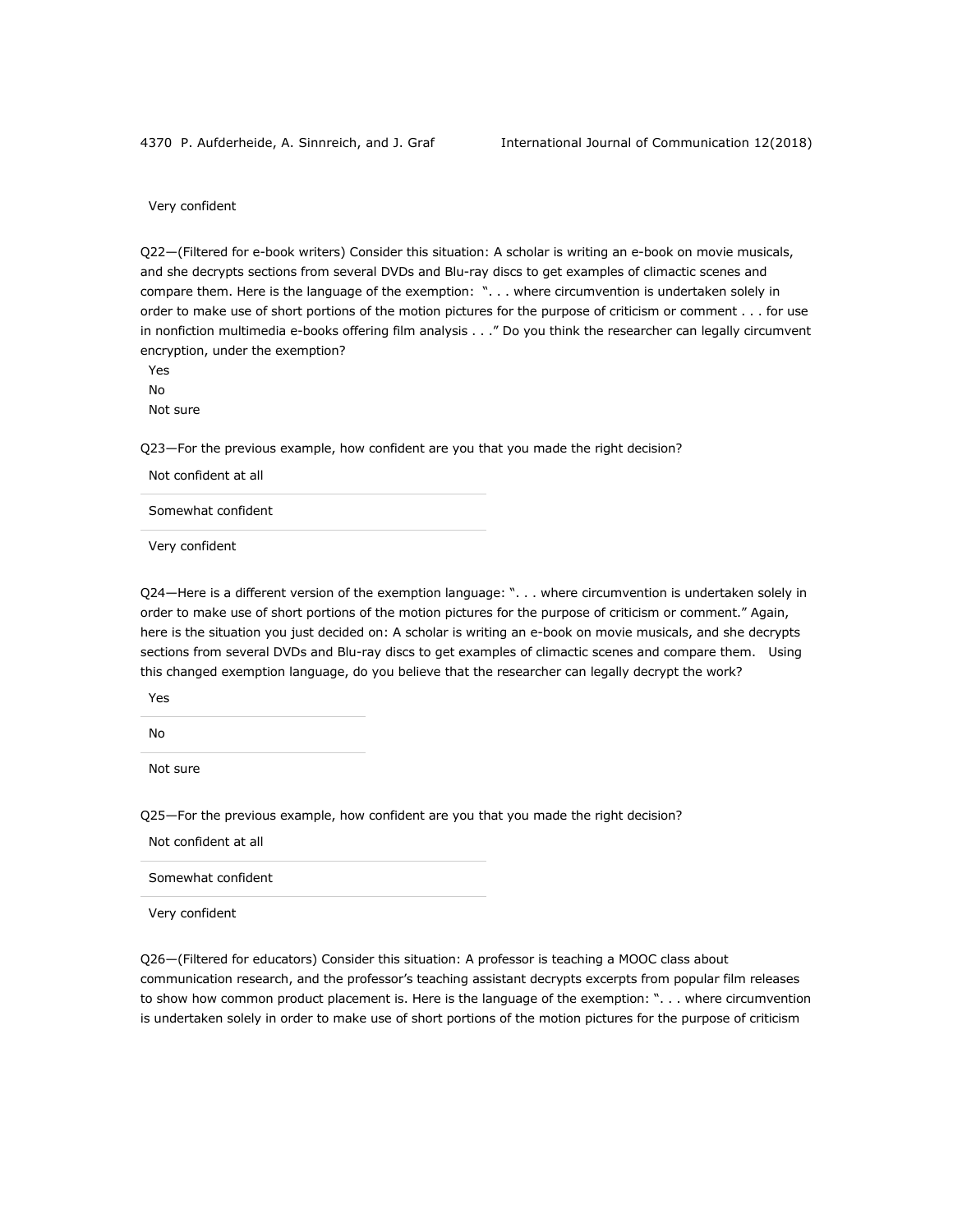Very confident

Q22—(Filtered for e-book writers) Consider this situation: A scholar is writing an e-book on movie musicals, and she decrypts sections from several DVDs and Blu-ray discs to get examples of climactic scenes and compare them. Here is the language of the exemption: ". . . where circumvention is undertaken solely in order to make use of short portions of the motion pictures for the purpose of criticism or comment . . . for use in nonfiction multimedia e-books offering film analysis . . ." Do you think the researcher can legally circumvent encryption, under the exemption?

Yes

No

Not sure

Q23—For the previous example, how confident are you that you made the right decision?

Not confident at all

Somewhat confident

Very confident

Q24—Here is a different version of the exemption language: ". . . where circumvention is undertaken solely in order to make use of short portions of the motion pictures for the purpose of criticism or comment." Again, here is the situation you just decided on: A scholar is writing an e-book on movie musicals, and she decrypts sections from several DVDs and Blu-ray discs to get examples of climactic scenes and compare them. Using this changed exemption language, do you believe that the researcher can legally decrypt the work?

Yes

No

Not sure

Q25—For the previous example, how confident are you that you made the right decision?

Not confident at all

Somewhat confident

Very confident

Q26—(Filtered for educators) Consider this situation: A professor is teaching a MOOC class about communication research, and the professor's teaching assistant decrypts excerpts from popular film releases to show how common product placement is. Here is the language of the exemption: ". . . where circumvention is undertaken solely in order to make use of short portions of the motion pictures for the purpose of criticism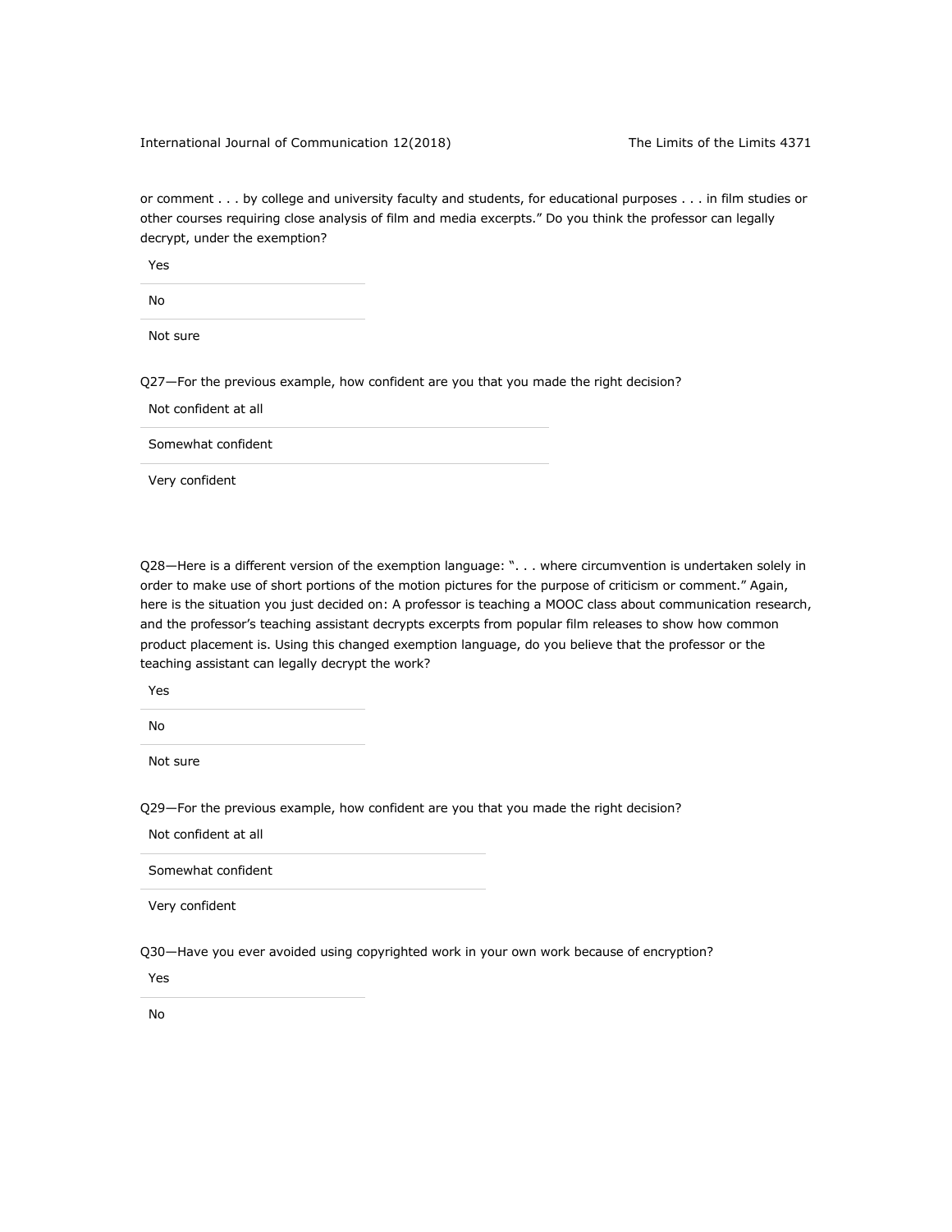or comment . . . by college and university faculty and students, for educational purposes . . . in film studies or other courses requiring close analysis of film and media excerpts." Do you think the professor can legally decrypt, under the exemption?

Yes

No

Not sure

Q27—For the previous example, how confident are you that you made the right decision?

Not confident at all

Somewhat confident

Very confident

Q28—Here is a different version of the exemption language: ". . . where circumvention is undertaken solely in order to make use of short portions of the motion pictures for the purpose of criticism or comment." Again, here is the situation you just decided on: A professor is teaching a MOOC class about communication research, and the professor's teaching assistant decrypts excerpts from popular film releases to show how common product placement is. Using this changed exemption language, do you believe that the professor or the teaching assistant can legally decrypt the work?

Yes

No

Not sure

Q29—For the previous example, how confident are you that you made the right decision?

Not confident at all

Somewhat confident

Very confident

Q30—Have you ever avoided using copyrighted work in your own work because of encryption?

Yes

No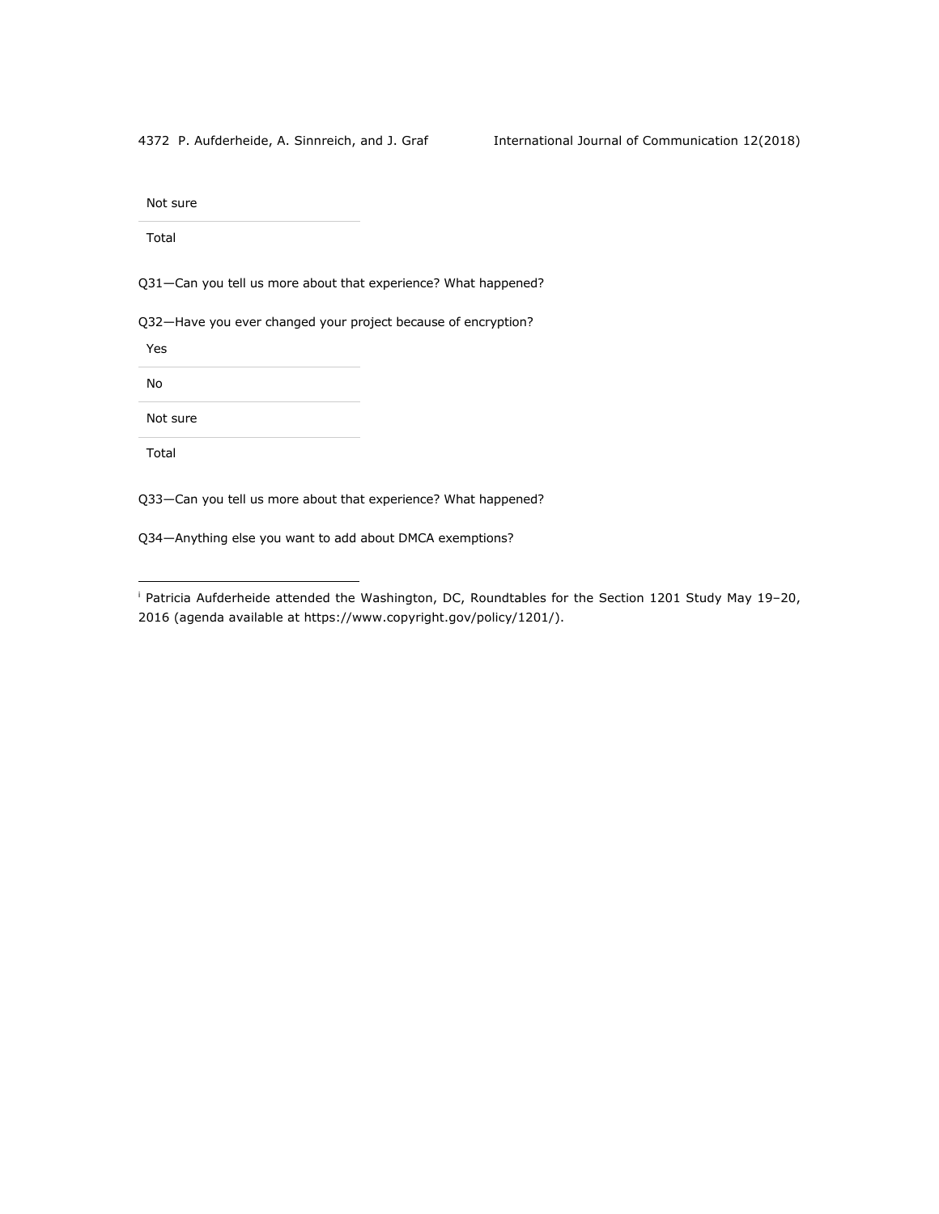| |
|---|
| Not sure |
| Total |

Q31—Can you tell us more about that experience? What happened?

Q32—Have you ever changed your project because of encryption?

| |
|---|
| Yes |
| No |
| Not sure |
| Total |

Q33—Can you tell us more about that experience? What happened?

Q34—Anything else you want to add about DMCA exemptions?

---

[i] Patricia Aufderheide attended the Washington, DC, Roundtables for the Section 1201 Study May 19–20, 2016 (agenda available at https://www.copyright.gov/policy/1201/).